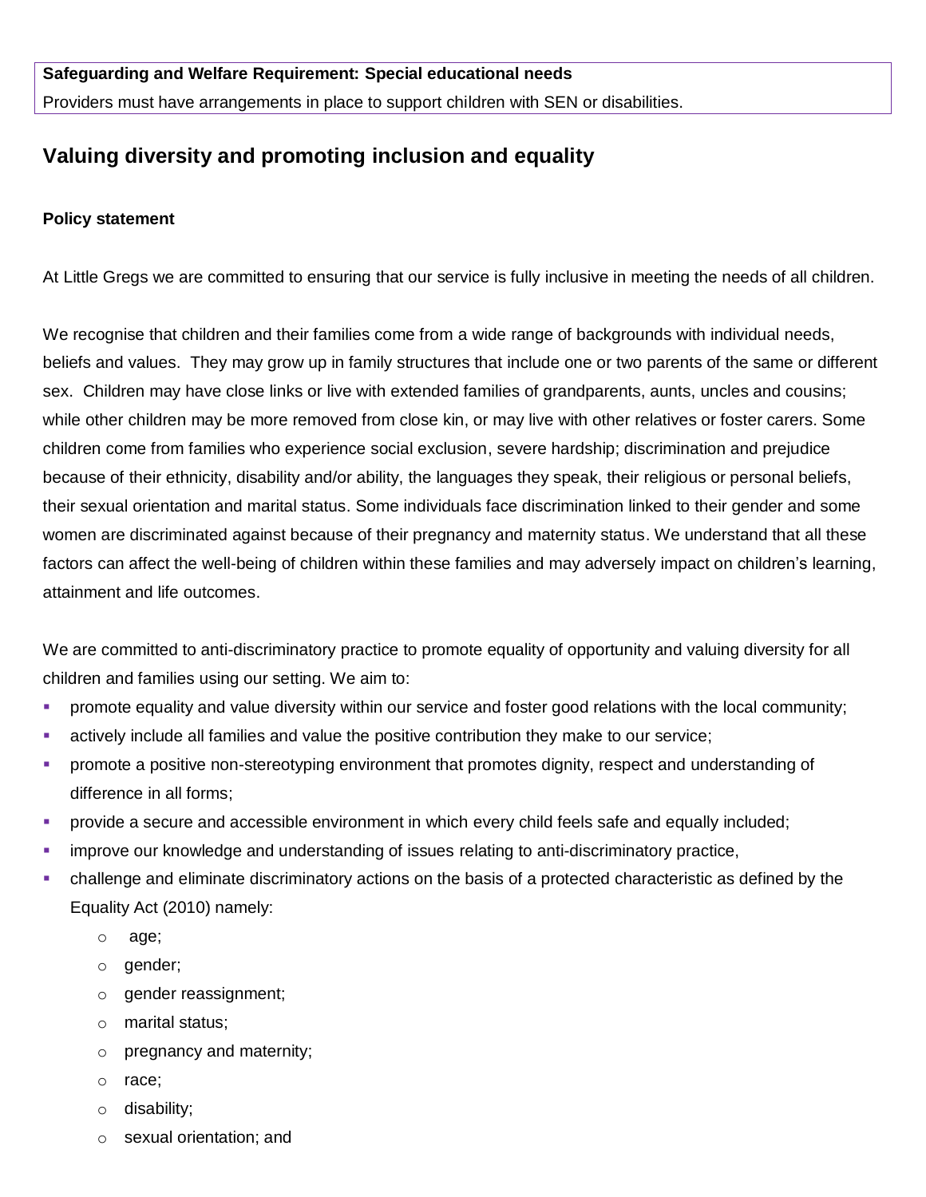**Safeguarding and Welfare Requirement: Special educational needs**

Providers must have arrangements in place to support children with SEN or disabilities.

## Valuing diversity and promoting inclusion and equality

**Policy statement**

At Little Gregs we are committed to ensuring that our service is fully inclusive in meeting the needs of all children.

We recognise that children and their families come from a wide range of backgrounds with individual needs, beliefs and values. They may grow up in family structures that include one or two parents of the same or different sex. Children may have close links or live with extended families of grandparents, aunts, uncles and cousins; while other children may be more removed from close kin, or may live with other relatives or foster carers. Some children come from families who experience social exclusion, severe hardship; discrimination and prejudice because of their ethnicity, disability and/or ability, the languages they speak, their religious or personal beliefs, their sexual orientation and marital status. Some individuals face discrimination linked to their gender and some women are discriminated against because of their pregnancy and maternity status. We understand that all these factors can affect the well-being of children within these families and may adversely impact on children's learning, attainment and life outcomes.

We are committed to anti-discriminatory practice to promote equality of opportunity and valuing diversity for all children and families using our setting. We aim to:

- promote equality and value diversity within our service and foster good relations with the local community;
- actively include all families and value the positive contribution they make to our service;
- promote a positive non-stereotyping environment that promotes dignity, respect and understanding of difference in all forms;
- provide a secure and accessible environment in which every child feels safe and equally included;
- improve our knowledge and understanding of issues relating to anti-discriminatory practice,
- challenge and eliminate discriminatory actions on the basis of a protected characteristic as defined by the Equality Act (2010) namely:
  - age;
  - gender;
  - gender reassignment;
  - marital status;
  - pregnancy and maternity;
  - race;
  - disability;
  - sexual orientation; and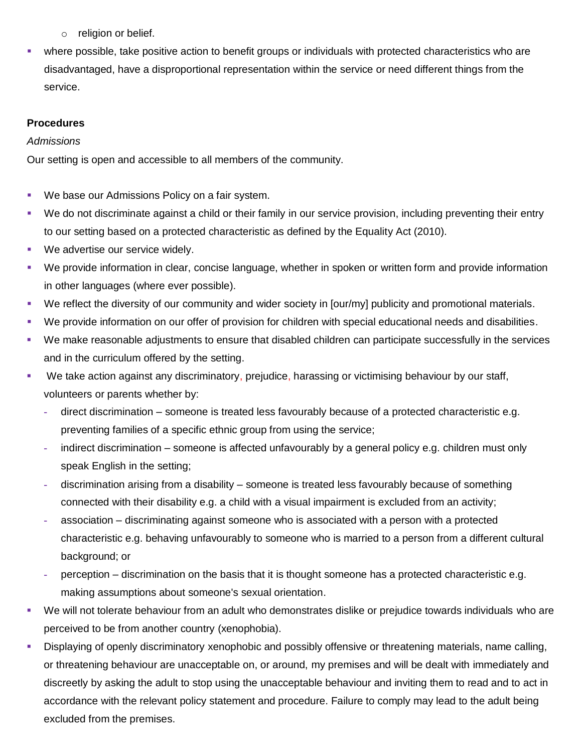- religion or belief.
- where possible, take positive action to benefit groups or individuals with protected characteristics who are disadvantaged, have a disproportional representation within the service or need different things from the service.

**Procedures**

*Admissions*

Our setting is open and accessible to all members of the community.

- We base our Admissions Policy on a fair system.
- We do not discriminate against a child or their family in our service provision, including preventing their entry to our setting based on a protected characteristic as defined by the Equality Act (2010).
- We advertise our service widely.
- We provide information in clear, concise language, whether in spoken or written form and provide information in other languages (where ever possible).
- We reflect the diversity of our community and wider society in [our/my] publicity and promotional materials.
- We provide information on our offer of provision for children with special educational needs and disabilities.
- We make reasonable adjustments to ensure that disabled children can participate successfully in the services and in the curriculum offered by the setting.
- We take action against any discriminatory, prejudice, harassing or victimising behaviour by our staff, volunteers or parents whether by:
  - direct discrimination – someone is treated less favourably because of a protected characteristic e.g. preventing families of a specific ethnic group from using the service;
  - indirect discrimination – someone is affected unfavourably by a general policy e.g. children must only speak English in the setting;
  - discrimination arising from a disability – someone is treated less favourably because of something connected with their disability e.g. a child with a visual impairment is excluded from an activity;
  - association – discriminating against someone who is associated with a person with a protected characteristic e.g. behaving unfavourably to someone who is married to a person from a different cultural background; or
  - perception – discrimination on the basis that it is thought someone has a protected characteristic e.g. making assumptions about someone's sexual orientation.
- We will not tolerate behaviour from an adult who demonstrates dislike or prejudice towards individuals who are perceived to be from another country (xenophobia).
- Displaying of openly discriminatory xenophobic and possibly offensive or threatening materials, name calling, or threatening behaviour are unacceptable on, or around, my premises and will be dealt with immediately and discreetly by asking the adult to stop using the unacceptable behaviour and inviting them to read and to act in accordance with the relevant policy statement and procedure. Failure to comply may lead to the adult being excluded from the premises.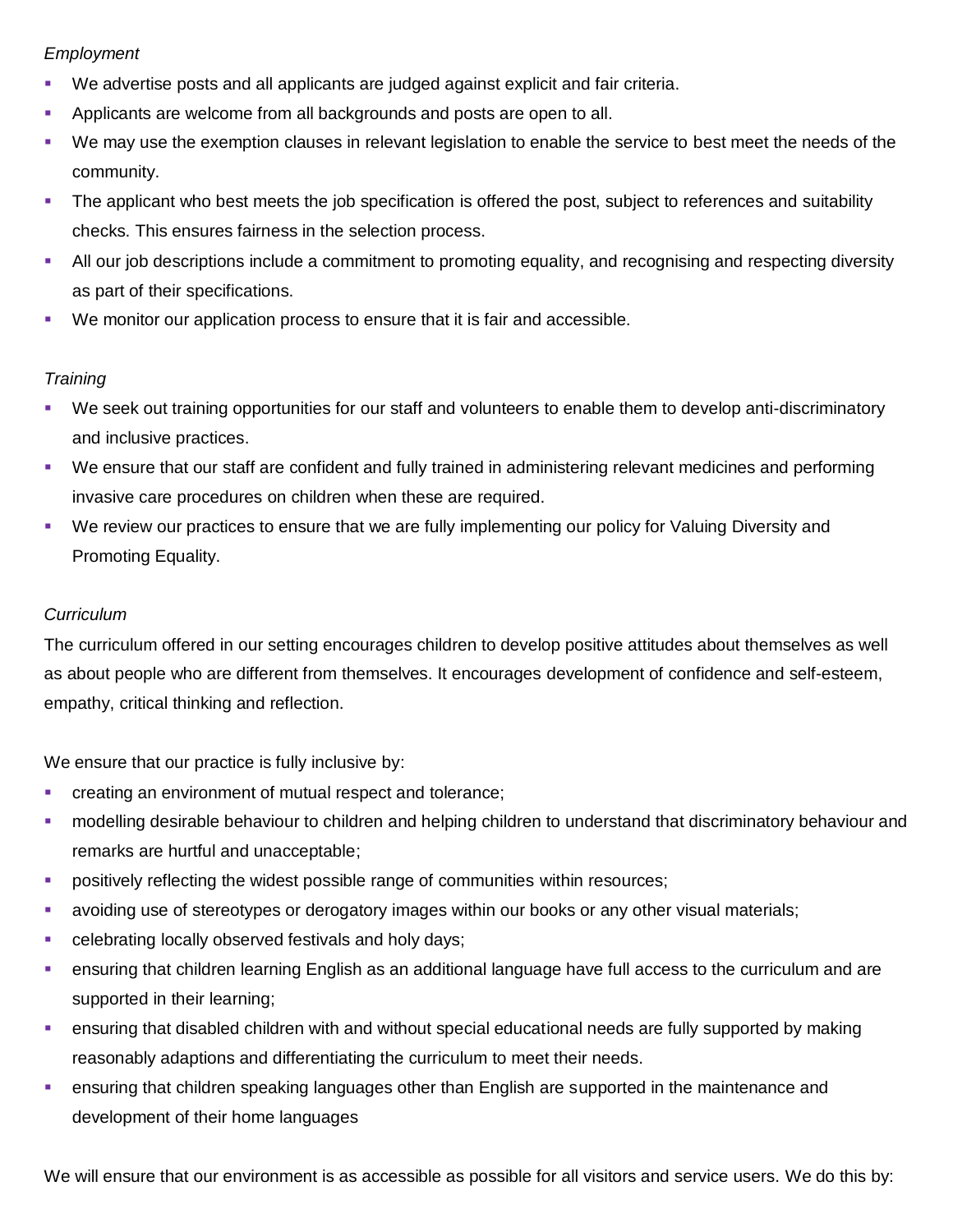*Employment*

- We advertise posts and all applicants are judged against explicit and fair criteria.
- Applicants are welcome from all backgrounds and posts are open to all.
- We may use the exemption clauses in relevant legislation to enable the service to best meet the needs of the community.
- The applicant who best meets the job specification is offered the post, subject to references and suitability checks. This ensures fairness in the selection process.
- All our job descriptions include a commitment to promoting equality, and recognising and respecting diversity as part of their specifications.
- We monitor our application process to ensure that it is fair and accessible.

*Training*

- We seek out training opportunities for our staff and volunteers to enable them to develop anti-discriminatory and inclusive practices.
- We ensure that our staff are confident and fully trained in administering relevant medicines and performing invasive care procedures on children when these are required.
- We review our practices to ensure that we are fully implementing our policy for Valuing Diversity and Promoting Equality.

*Curriculum*

The curriculum offered in our setting encourages children to develop positive attitudes about themselves as well as about people who are different from themselves. It encourages development of confidence and self-esteem, empathy, critical thinking and reflection.

We ensure that our practice is fully inclusive by:

- creating an environment of mutual respect and tolerance;
- modelling desirable behaviour to children and helping children to understand that discriminatory behaviour and remarks are hurtful and unacceptable;
- positively reflecting the widest possible range of communities within resources;
- avoiding use of stereotypes or derogatory images within our books or any other visual materials;
- celebrating locally observed festivals and holy days;
- ensuring that children learning English as an additional language have full access to the curriculum and are supported in their learning;
- ensuring that disabled children with and without special educational needs are fully supported by making reasonably adaptions and differentiating the curriculum to meet their needs.
- ensuring that children speaking languages other than English are supported in the maintenance and development of their home languages

We will ensure that our environment is as accessible as possible for all visitors and service users. We do this by: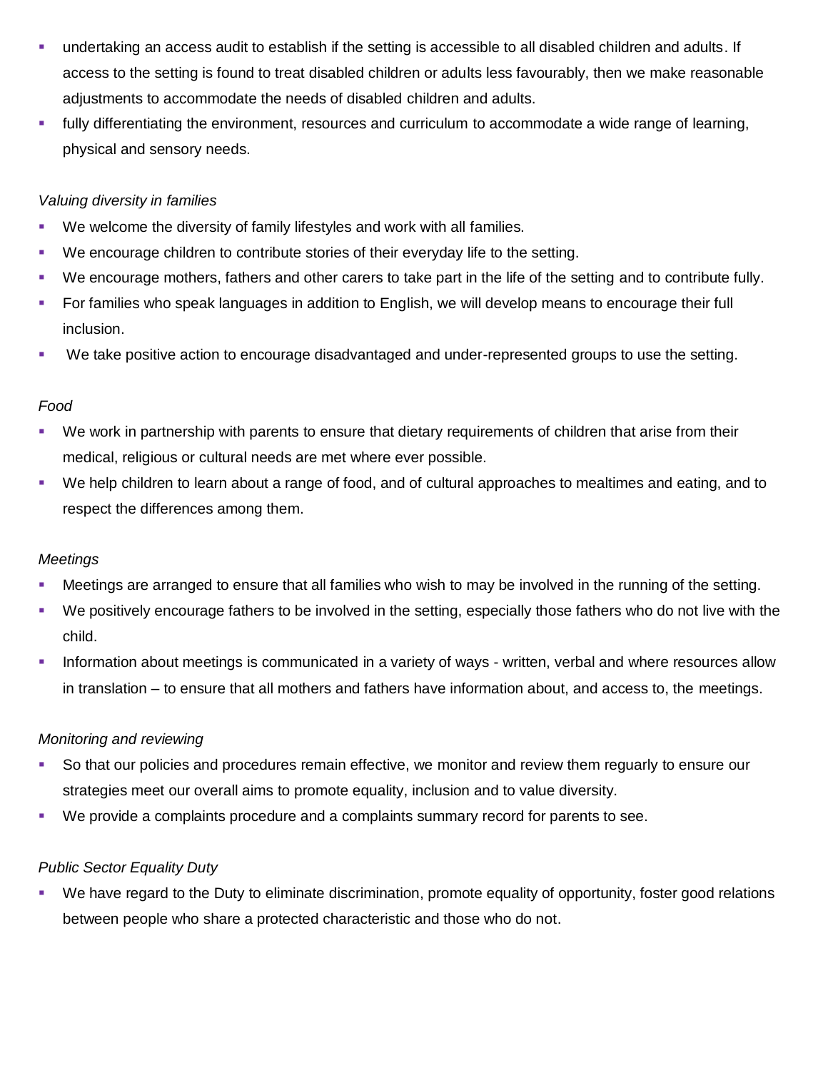- undertaking an access audit to establish if the setting is accessible to all disabled children and adults. If access to the setting is found to treat disabled children or adults less favourably, then we make reasonable adjustments to accommodate the needs of disabled children and adults.
- fully differentiating the environment, resources and curriculum to accommodate a wide range of learning, physical and sensory needs.

*Valuing diversity in families*

- We welcome the diversity of family lifestyles and work with all families.
- We encourage children to contribute stories of their everyday life to the setting.
- We encourage mothers, fathers and other carers to take part in the life of the setting and to contribute fully.
- For families who speak languages in addition to English, we will develop means to encourage their full inclusion.
- We take positive action to encourage disadvantaged and under-represented groups to use the setting.

*Food*

- We work in partnership with parents to ensure that dietary requirements of children that arise from their medical, religious or cultural needs are met where ever possible.
- We help children to learn about a range of food, and of cultural approaches to mealtimes and eating, and to respect the differences among them.

*Meetings*

- Meetings are arranged to ensure that all families who wish to may be involved in the running of the setting.
- We positively encourage fathers to be involved in the setting, especially those fathers who do not live with the child.
- Information about meetings is communicated in a variety of ways - written, verbal and where resources allow in translation – to ensure that all mothers and fathers have information about, and access to, the meetings.

*Monitoring and reviewing*

- So that our policies and procedures remain effective, we monitor and review them reguarly to ensure our strategies meet our overall aims to promote equality, inclusion and to value diversity.
- We provide a complaints procedure and a complaints summary record for parents to see.

*Public Sector Equality Duty*

- We have regard to the Duty to eliminate discrimination, promote equality of opportunity, foster good relations between people who share a protected characteristic and those who do not.